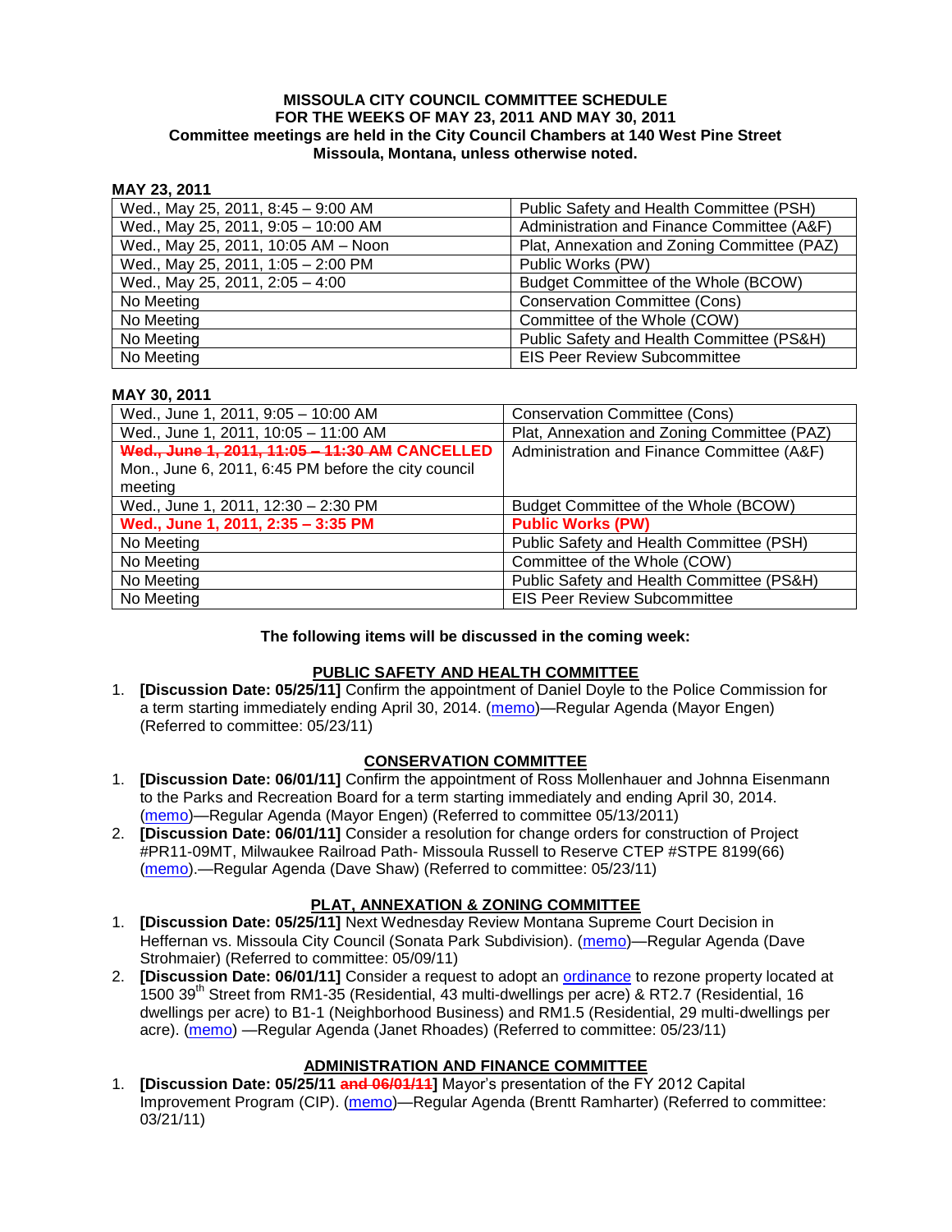**MISSOULA CITY COUNCIL COMMITTEE SCHEDULE**
**FOR THE WEEKS OF MAY 23, 2011 AND MAY 30, 2011**
**Committee meetings are held in the City Council Chambers at 140 West Pine Street Missoula, Montana, unless otherwise noted.**

**MAY 23, 2011**

| | |
|---|---|
| Wed., May 25, 2011, 8:45 – 9:00 AM | Public Safety and Health Committee (PSH) |
| Wed., May 25, 2011, 9:05 – 10:00 AM | Administration and Finance Committee (A&F) |
| Wed., May 25, 2011, 10:05 AM – Noon | Plat, Annexation and Zoning Committee (PAZ) |
| Wed., May 25, 2011, 1:05 – 2:00 PM | Public Works (PW) |
| Wed., May 25, 2011, 2:05 – 4:00 | Budget Committee of the Whole (BCOW) |
| No Meeting | Conservation Committee (Cons) |
| No Meeting | Committee of the Whole (COW) |
| No Meeting | Public Safety and Health Committee (PS&H) |
| No Meeting | EIS Peer Review Subcommittee |

**MAY 30, 2011**

| | |
|---|---|
| Wed., June 1, 2011, 9:05 – 10:00 AM | Conservation Committee (Cons) |
| Wed., June 1, 2011, 10:05 – 11:00 AM | Plat, Annexation and Zoning Committee (PAZ) |
| ~~**Wed., June 1, 2011, 11:05 – 11:30 AM**~~ **CANCELLED** Mon., June 6, 2011, 6:45 PM before the city council meeting | Administration and Finance Committee (A&F) |
| Wed., June 1, 2011, 12:30 – 2:30 PM | Budget Committee of the Whole (BCOW) |
| **Wed., June 1, 2011, 2:35 – 3:35 PM** | **Public Works (PW)** |
| No Meeting | Public Safety and Health Committee (PSH) |
| No Meeting | Committee of the Whole (COW) |
| No Meeting | Public Safety and Health Committee (PS&H) |
| No Meeting | EIS Peer Review Subcommittee |

**The following items will be discussed in the coming week:**

## PUBLIC SAFETY AND HEALTH COMMITTEE

1. **[Discussion Date: 05/25/11]** Confirm the appointment of Daniel Doyle to the Police Commission for a term starting immediately ending April 30, 2014. (memo)—Regular Agenda (Mayor Engen) (Referred to committee: 05/23/11)

## CONSERVATION COMMITTEE

1. **[Discussion Date: 06/01/11]** Confirm the appointment of Ross Mollenhauer and Johnna Eisenmann to the Parks and Recreation Board for a term starting immediately and ending April 30, 2014. (memo)—Regular Agenda (Mayor Engen) (Referred to committee 05/13/2011)
2. **[Discussion Date: 06/01/11]** Consider a resolution for change orders for construction of Project #PR11-09MT, Milwaukee Railroad Path- Missoula Russell to Reserve CTEP #STPE 8199(66) (memo).—Regular Agenda (Dave Shaw) (Referred to committee: 05/23/11)

## PLAT, ANNEXATION & ZONING COMMITTEE

1. **[Discussion Date: 05/25/11]** Next Wednesday Review Montana Supreme Court Decision in Heffernan vs. Missoula City Council (Sonata Park Subdivision). (memo)—Regular Agenda (Dave Strohmaier) (Referred to committee: 05/09/11)
2. **[Discussion Date: 06/01/11]** Consider a request to adopt an ordinance to rezone property located at 1500 39th Street from RM1-35 (Residential, 43 multi-dwellings per acre) & RT2.7 (Residential, 16 dwellings per acre) to B1-1 (Neighborhood Business) and RM1.5 (Residential, 29 multi-dwellings per acre). (memo) —Regular Agenda (Janet Rhoades) (Referred to committee: 05/23/11)

## ADMINISTRATION AND FINANCE COMMITTEE

1. **[Discussion Date: 05/25/11 ~~and 06/01/11~~]** Mayor's presentation of the FY 2012 Capital Improvement Program (CIP). (memo)—Regular Agenda (Brentt Ramharter) (Referred to committee: 03/21/11)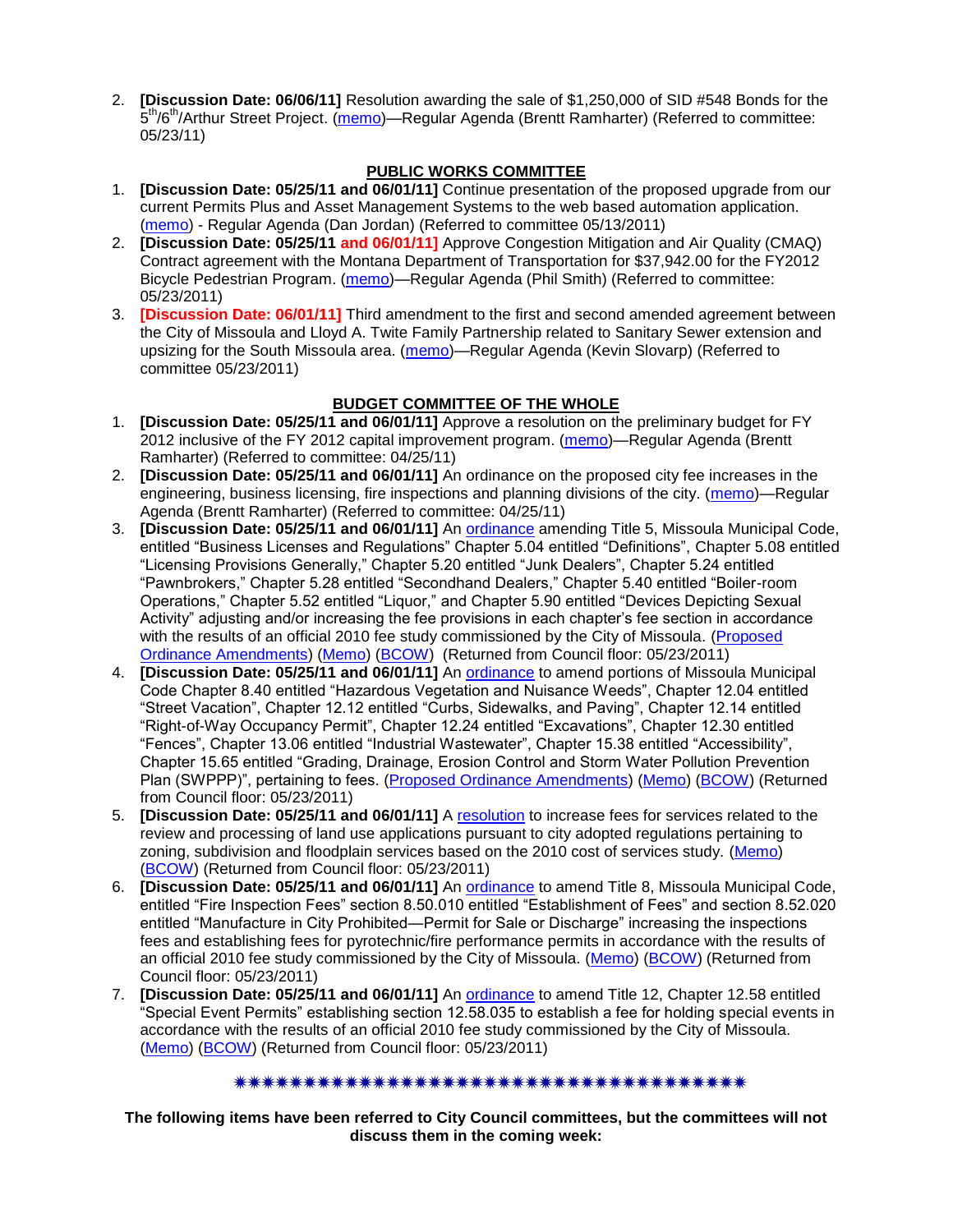2. **[Discussion Date: 06/06/11]** Resolution awarding the sale of $1,250,000 of SID #548 Bonds for the 5th/6th/Arthur Street Project. (memo)—Regular Agenda (Brentt Ramharter) (Referred to committee: 05/23/11)

**PUBLIC WORKS COMMITTEE**

1. **[Discussion Date: 05/25/11 and 06/01/11]** Continue presentation of the proposed upgrade from our current Permits Plus and Asset Management Systems to the web based automation application. (memo) - Regular Agenda (Dan Jordan) (Referred to committee 05/13/2011)
2. **[Discussion Date: 05/25/11 and 06/01/11]** Approve Congestion Mitigation and Air Quality (CMAQ) Contract agreement with the Montana Department of Transportation for $37,942.00 for the FY2012 Bicycle Pedestrian Program. (memo)—Regular Agenda (Phil Smith) (Referred to committee: 05/23/2011)
3. **[Discussion Date: 06/01/11]** Third amendment to the first and second amended agreement between the City of Missoula and Lloyd A. Twite Family Partnership related to Sanitary Sewer extension and upsizing for the South Missoula area. (memo)—Regular Agenda (Kevin Slovarp) (Referred to committee 05/23/2011)

**BUDGET COMMITTEE OF THE WHOLE**

1. **[Discussion Date: 05/25/11 and 06/01/11]** Approve a resolution on the preliminary budget for FY 2012 inclusive of the FY 2012 capital improvement program. (memo)—Regular Agenda (Brentt Ramharter) (Referred to committee: 04/25/11)
2. **[Discussion Date: 05/25/11 and 06/01/11]** An ordinance on the proposed city fee increases in the engineering, business licensing, fire inspections and planning divisions of the city. (memo)—Regular Agenda (Brentt Ramharter) (Referred to committee: 04/25/11)
3. **[Discussion Date: 05/25/11 and 06/01/11]** An ordinance amending Title 5, Missoula Municipal Code, entitled "Business Licenses and Regulations" Chapter 5.04 entitled "Definitions", Chapter 5.08 entitled "Licensing Provisions Generally," Chapter 5.20 entitled "Junk Dealers", Chapter 5.24 entitled "Pawnbrokers," Chapter 5.28 entitled "Secondhand Dealers," Chapter 5.40 entitled "Boiler-room Operations," Chapter 5.52 entitled "Liquor," and Chapter 5.90 entitled "Devices Depicting Sexual Activity" adjusting and/or increasing the fee provisions in each chapter's fee section in accordance with the results of an official 2010 fee study commissioned by the City of Missoula. (Proposed Ordinance Amendments) (Memo) (BCOW) (Returned from Council floor: 05/23/2011)
4. **[Discussion Date: 05/25/11 and 06/01/11]** An ordinance to amend portions of Missoula Municipal Code Chapter 8.40 entitled "Hazardous Vegetation and Nuisance Weeds", Chapter 12.04 entitled "Street Vacation", Chapter 12.12 entitled "Curbs, Sidewalks, and Paving", Chapter 12.14 entitled "Right-of-Way Occupancy Permit", Chapter 12.24 entitled "Excavations", Chapter 12.30 entitled "Fences", Chapter 13.06 entitled "Industrial Wastewater", Chapter 15.38 entitled "Accessibility", Chapter 15.65 entitled "Grading, Drainage, Erosion Control and Storm Water Pollution Prevention Plan (SWPPP)", pertaining to fees. (Proposed Ordinance Amendments) (Memo) (BCOW) (Returned from Council floor: 05/23/2011)
5. **[Discussion Date: 05/25/11 and 06/01/11]** A resolution to increase fees for services related to the review and processing of land use applications pursuant to city adopted regulations pertaining to zoning, subdivision and floodplain services based on the 2010 cost of services study. (Memo) (BCOW) (Returned from Council floor: 05/23/2011)
6. **[Discussion Date: 05/25/11 and 06/01/11]** An ordinance to amend Title 8, Missoula Municipal Code, entitled "Fire Inspection Fees" section 8.50.010 entitled "Establishment of Fees" and section 8.52.020 entitled "Manufacture in City Prohibited—Permit for Sale or Discharge" increasing the inspections fees and establishing fees for pyrotechnic/fire performance permits in accordance with the results of an official 2010 fee study commissioned by the City of Missoula. (Memo) (BCOW) (Returned from Council floor: 05/23/2011)
7. **[Discussion Date: 05/25/11 and 06/01/11]** An ordinance to amend Title 12, Chapter 12.58 entitled "Special Event Permits" establishing section 12.58.035 to establish a fee for holding special events in accordance with the results of an official 2010 fee study commissioned by the City of Missoula. (Memo) (BCOW) (Returned from Council floor: 05/23/2011)

\*\*\*\*\*\*\*\*\*\*\*\*\*\*\*\*\*\*\*\*\*\*\*\*\*\*\*\*\*\*\*\*\*\*\*\*\*\*\*

**The following items have been referred to City Council committees, but the committees will not discuss them in the coming week:**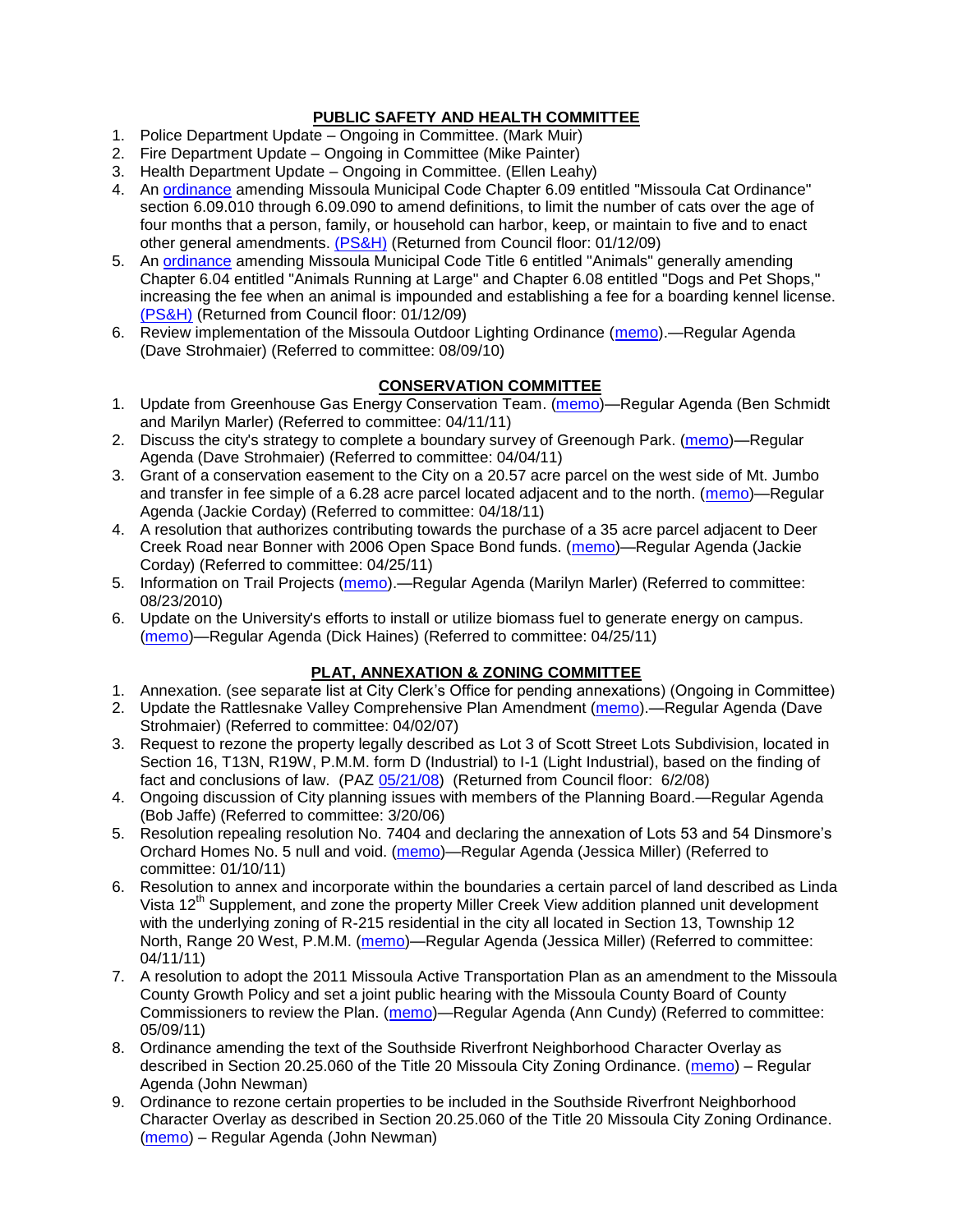## **PUBLIC SAFETY AND HEALTH COMMITTEE**

1. Police Department Update – Ongoing in Committee. (Mark Muir)
2. Fire Department Update – Ongoing in Committee (Mike Painter)
3. Health Department Update – Ongoing in Committee. (Ellen Leahy)
4. An ordinance amending Missoula Municipal Code Chapter 6.09 entitled "Missoula Cat Ordinance" section 6.09.010 through 6.09.090 to amend definitions, to limit the number of cats over the age of four months that a person, family, or household can harbor, keep, or maintain to five and to enact other general amendments. (PS&H) (Returned from Council floor: 01/12/09)
5. An ordinance amending Missoula Municipal Code Title 6 entitled "Animals" generally amending Chapter 6.04 entitled "Animals Running at Large" and Chapter 6.08 entitled "Dogs and Pet Shops," increasing the fee when an animal is impounded and establishing a fee for a boarding kennel license. (PS&H) (Returned from Council floor: 01/12/09)
6. Review implementation of the Missoula Outdoor Lighting Ordinance (memo).—Regular Agenda (Dave Strohmaier) (Referred to committee: 08/09/10)

## **CONSERVATION COMMITTEE**

1. Update from Greenhouse Gas Energy Conservation Team. (memo)—Regular Agenda (Ben Schmidt and Marilyn Marler) (Referred to committee: 04/11/11)
2. Discuss the city's strategy to complete a boundary survey of Greenough Park. (memo)—Regular Agenda (Dave Strohmaier) (Referred to committee: 04/04/11)
3. Grant of a conservation easement to the City on a 20.57 acre parcel on the west side of Mt. Jumbo and transfer in fee simple of a 6.28 acre parcel located adjacent and to the north. (memo)—Regular Agenda (Jackie Corday) (Referred to committee: 04/18/11)
4. A resolution that authorizes contributing towards the purchase of a 35 acre parcel adjacent to Deer Creek Road near Bonner with 2006 Open Space Bond funds. (memo)—Regular Agenda (Jackie Corday) (Referred to committee: 04/25/11)
5. Information on Trail Projects (memo).—Regular Agenda (Marilyn Marler) (Referred to committee: 08/23/2010)
6. Update on the University's efforts to install or utilize biomass fuel to generate energy on campus. (memo)—Regular Agenda (Dick Haines) (Referred to committee: 04/25/11)

## **PLAT, ANNEXATION & ZONING COMMITTEE**

1. Annexation. (see separate list at City Clerk's Office for pending annexations) (Ongoing in Committee)
2. Update the Rattlesnake Valley Comprehensive Plan Amendment (memo).—Regular Agenda (Dave Strohmaier) (Referred to committee: 04/02/07)
3. Request to rezone the property legally described as Lot 3 of Scott Street Lots Subdivision, located in Section 16, T13N, R19W, P.M.M. form D (Industrial) to I-1 (Light Industrial), based on the finding of fact and conclusions of law. (PAZ 05/21/08) (Returned from Council floor: 6/2/08)
4. Ongoing discussion of City planning issues with members of the Planning Board.—Regular Agenda (Bob Jaffe) (Referred to committee: 3/20/06)
5. Resolution repealing resolution No. 7404 and declaring the annexation of Lots 53 and 54 Dinsmore's Orchard Homes No. 5 null and void. (memo)—Regular Agenda (Jessica Miller) (Referred to committee: 01/10/11)
6. Resolution to annex and incorporate within the boundaries a certain parcel of land described as Linda Vista 12th Supplement, and zone the property Miller Creek View addition planned unit development with the underlying zoning of R-215 residential in the city all located in Section 13, Township 12 North, Range 20 West, P.M.M. (memo)—Regular Agenda (Jessica Miller) (Referred to committee: 04/11/11)
7. A resolution to adopt the 2011 Missoula Active Transportation Plan as an amendment to the Missoula County Growth Policy and set a joint public hearing with the Missoula County Board of County Commissioners to review the Plan. (memo)—Regular Agenda (Ann Cundy) (Referred to committee: 05/09/11)
8. Ordinance amending the text of the Southside Riverfront Neighborhood Character Overlay as described in Section 20.25.060 of the Title 20 Missoula City Zoning Ordinance. (memo) – Regular Agenda (John Newman)
9. Ordinance to rezone certain properties to be included in the Southside Riverfront Neighborhood Character Overlay as described in Section 20.25.060 of the Title 20 Missoula City Zoning Ordinance. (memo) – Regular Agenda (John Newman)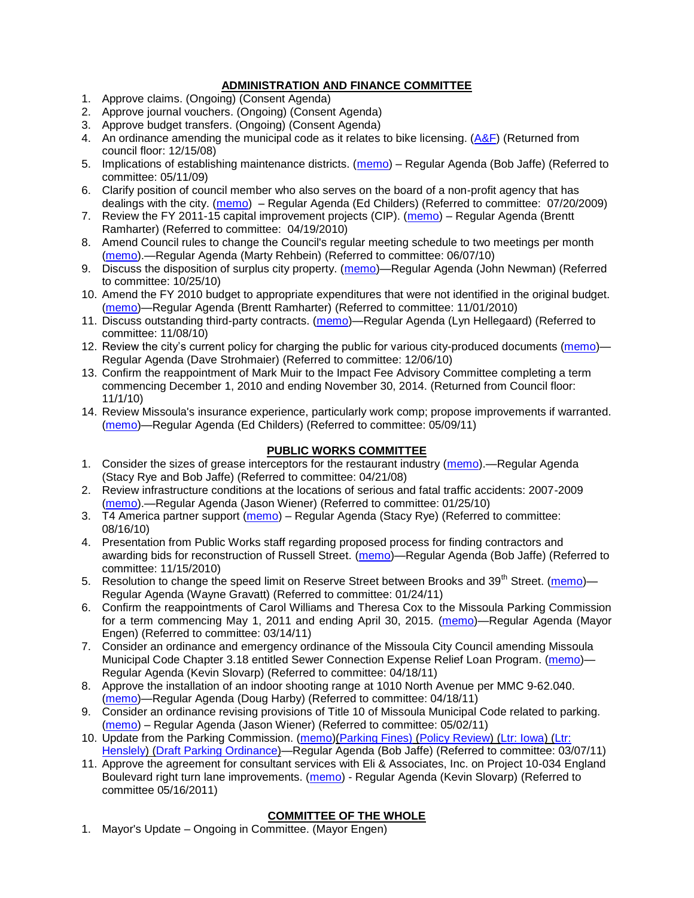## ADMINISTRATION AND FINANCE COMMITTEE

1. Approve claims. (Ongoing) (Consent Agenda)
2. Approve journal vouchers. (Ongoing) (Consent Agenda)
3. Approve budget transfers. (Ongoing) (Consent Agenda)
4. An ordinance amending the municipal code as it relates to bike licensing. (A&F) (Returned from council floor: 12/15/08)
5. Implications of establishing maintenance districts. (memo) – Regular Agenda (Bob Jaffe) (Referred to committee: 05/11/09)
6. Clarify position of council member who also serves on the board of a non-profit agency that has dealings with the city. (memo) – Regular Agenda (Ed Childers) (Referred to committee: 07/20/2009)
7. Review the FY 2011-15 capital improvement projects (CIP). (memo) – Regular Agenda (Brentt Ramharter) (Referred to committee: 04/19/2010)
8. Amend Council rules to change the Council's regular meeting schedule to two meetings per month (memo).—Regular Agenda (Marty Rehbein) (Referred to committee: 06/07/10)
9. Discuss the disposition of surplus city property. (memo)—Regular Agenda (John Newman) (Referred to committee: 10/25/10)
10. Amend the FY 2010 budget to appropriate expenditures that were not identified in the original budget. (memo)—Regular Agenda (Brentt Ramharter) (Referred to committee: 11/01/2010)
11. Discuss outstanding third-party contracts. (memo)—Regular Agenda (Lyn Hellegaard) (Referred to committee: 11/08/10)
12. Review the city's current policy for charging the public for various city-produced documents (memo)—Regular Agenda (Dave Strohmaier) (Referred to committee: 12/06/10)
13. Confirm the reappointment of Mark Muir to the Impact Fee Advisory Committee completing a term commencing December 1, 2010 and ending November 30, 2014. (Returned from Council floor: 11/1/10)
14. Review Missoula's insurance experience, particularly work comp; propose improvements if warranted. (memo)—Regular Agenda (Ed Childers) (Referred to committee: 05/09/11)

## PUBLIC WORKS COMMITTEE

1. Consider the sizes of grease interceptors for the restaurant industry (memo).—Regular Agenda (Stacy Rye and Bob Jaffe) (Referred to committee: 04/21/08)
2. Review infrastructure conditions at the locations of serious and fatal traffic accidents: 2007-2009 (memo).—Regular Agenda (Jason Wiener) (Referred to committee: 01/25/10)
3. T4 America partner support (memo) – Regular Agenda (Stacy Rye) (Referred to committee: 08/16/10)
4. Presentation from Public Works staff regarding proposed process for finding contractors and awarding bids for reconstruction of Russell Street. (memo)—Regular Agenda (Bob Jaffe) (Referred to committee: 11/15/2010)
5. Resolution to change the speed limit on Reserve Street between Brooks and 39th Street. (memo)—Regular Agenda (Wayne Gravatt) (Referred to committee: 01/24/11)
6. Confirm the reappointments of Carol Williams and Theresa Cox to the Missoula Parking Commission for a term commencing May 1, 2011 and ending April 30, 2015. (memo)—Regular Agenda (Mayor Engen) (Referred to committee: 03/14/11)
7. Consider an ordinance and emergency ordinance of the Missoula City Council amending Missoula Municipal Code Chapter 3.18 entitled Sewer Connection Expense Relief Loan Program. (memo)—Regular Agenda (Kevin Slovarp) (Referred to committee: 04/18/11)
8. Approve the installation of an indoor shooting range at 1010 North Avenue per MMC 9-62.040. (memo)—Regular Agenda (Doug Harby) (Referred to committee: 04/18/11)
9. Consider an ordinance revising provisions of Title 10 of Missoula Municipal Code related to parking. (memo) – Regular Agenda (Jason Wiener) (Referred to committee: 05/02/11)
10. Update from the Parking Commission. (memo)(Parking Fines) (Policy Review) (Ltr: Iowa) (Ltr: Hensley) (Draft Parking Ordinance)—Regular Agenda (Bob Jaffe) (Referred to committee: 03/07/11)
11. Approve the agreement for consultant services with Eli & Associates, Inc. on Project 10-034 England Boulevard right turn lane improvements. (memo) - Regular Agenda (Kevin Slovarp) (Referred to committee 05/16/2011)

## COMMITTEE OF THE WHOLE

1. Mayor's Update – Ongoing in Committee. (Mayor Engen)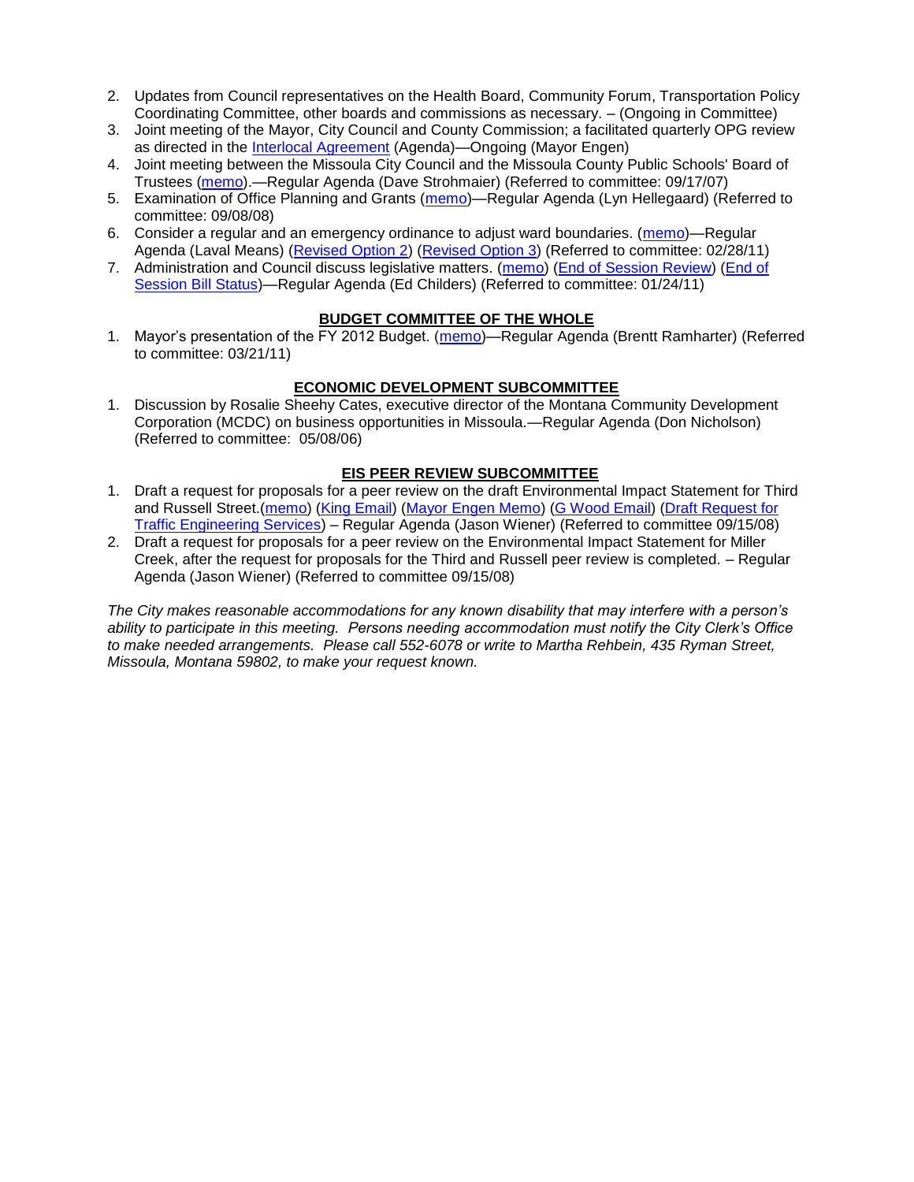2. Updates from Council representatives on the Health Board, Community Forum, Transportation Policy Coordinating Committee, other boards and commissions as necessary. – (Ongoing in Committee)
3. Joint meeting of the Mayor, City Council and County Commission; a facilitated quarterly OPG review as directed in the Interlocal Agreement (Agenda)—Ongoing (Mayor Engen)
4. Joint meeting between the Missoula City Council and the Missoula County Public Schools' Board of Trustees (memo).—Regular Agenda (Dave Strohmaier) (Referred to committee: 09/17/07)
5. Examination of Office Planning and Grants (memo)—Regular Agenda (Lyn Hellegaard) (Referred to committee: 09/08/08)
6. Consider a regular and an emergency ordinance to adjust ward boundaries. (memo)—Regular Agenda (Laval Means) (Revised Option 2) (Revised Option 3) (Referred to committee: 02/28/11)
7. Administration and Council discuss legislative matters. (memo) (End of Session Review) (End of Session Bill Status)—Regular Agenda (Ed Childers) (Referred to committee: 01/24/11)

## BUDGET COMMITTEE OF THE WHOLE

1. Mayor's presentation of the FY 2012 Budget. (memo)—Regular Agenda (Brentt Ramharter) (Referred to committee: 03/21/11)

## ECONOMIC DEVELOPMENT SUBCOMMITTEE

1. Discussion by Rosalie Sheehy Cates, executive director of the Montana Community Development Corporation (MCDC) on business opportunities in Missoula.—Regular Agenda (Don Nicholson) (Referred to committee: 05/08/06)

## EIS PEER REVIEW SUBCOMMITTEE

1. Draft a request for proposals for a peer review on the draft Environmental Impact Statement for Third and Russell Street.(memo) (King Email) (Mayor Engen Memo) (G Wood Email) (Draft Request for Traffic Engineering Services) – Regular Agenda (Jason Wiener) (Referred to committee 09/15/08)
2. Draft a request for proposals for a peer review on the Environmental Impact Statement for Miller Creek, after the request for proposals for the Third and Russell peer review is completed. – Regular Agenda (Jason Wiener) (Referred to committee 09/15/08)

*The City makes reasonable accommodations for any known disability that may interfere with a person's ability to participate in this meeting. Persons needing accommodation must notify the City Clerk's Office to make needed arrangements. Please call 552-6078 or write to Martha Rehbein, 435 Ryman Street, Missoula, Montana 59802, to make your request known.*